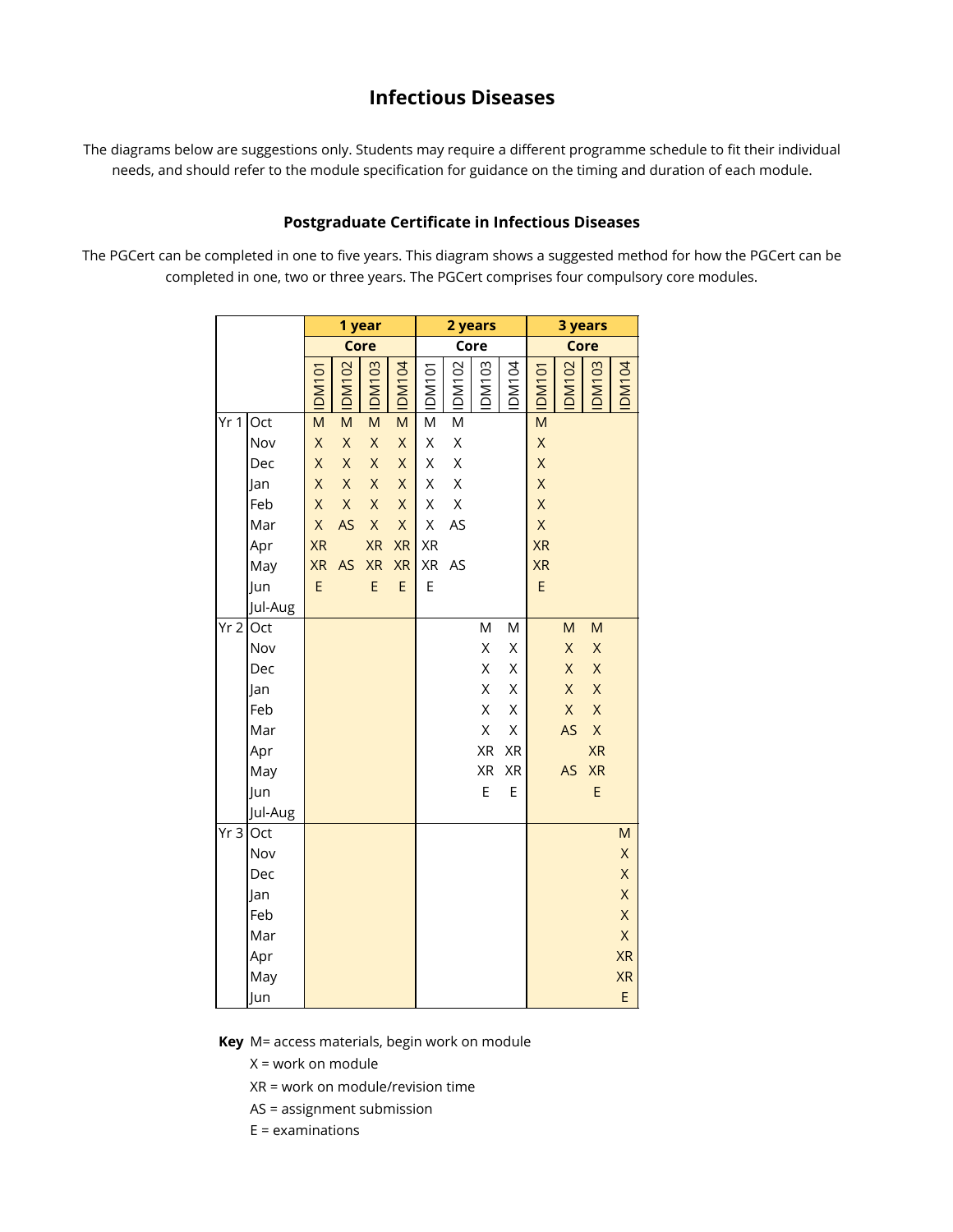## Infectious Diseases

The diagrams below are suggestions only. Students may require a different programme schedule to fit their individual needs, and should refer to the module specification for guidance on the timing and duration of each module.

### Postgraduate Certificate in Infectious Diseases

The PGCert can be completed in one to five years. This diagram shows a suggested method for how the PGCert can be completed in one, two or three years. The PGCert comprises four compulsory core modules.

| | | 1 year | | | | 2 years | | | | 3 years | | | |
|---|---|---|---|---|---|---|---|---|---|---|---|---|---|
| | | Core | | | | Core | | | | Core | | | |
| | | IDM101 | IDM102 | IDM103 | IDM104 | IDM101 | IDM102 | IDM103 | IDM104 | IDM101 | IDM102 | IDM103 | IDM104 |
| Yr 1 | Oct | M | M | M | M | M | M | | | M | | | |
| | Nov | X | X | X | X | X | X | | | X | | | |
| | Dec | X | X | X | X | X | X | | | X | | | |
| | Jan | X | X | X | X | X | X | | | X | | | |
| | Feb | X | X | X | X | X | X | | | X | | | |
| | Mar | X | AS | X | X | X | AS | | | X | | | |
| | Apr | XR | | XR | XR | XR | | | | XR | | | |
| | May | XR | AS | XR | XR | XR | AS | | | XR | | | |
| | Jun | E | | E | E | E | | | | E | | | |
| | Jul-Aug | | | | | | | | | | | | |
| Yr 2 | Oct | | | | | | | M | M | | M | M | |
| | Nov | | | | | | | X | X | | X | X | |
| | Dec | | | | | | | X | X | | X | X | |
| | Jan | | | | | | | X | X | | X | X | |
| | Feb | | | | | | | X | X | | X | X | |
| | Mar | | | | | | | X | X | | AS | X | |
| | Apr | | | | | | | XR | XR | | | XR | |
| | May | | | | | | | XR | XR | | AS | XR | |
| | Jun | | | | | | | E | E | | | E | |
| | Jul-Aug | | | | | | | | | | | | |
| Yr 3 | Oct | | | | | | | | | | | | M |
| | Nov | | | | | | | | | | | | X |
| | Dec | | | | | | | | | | | | X |
| | Jan | | | | | | | | | | | | X |
| | Feb | | | | | | | | | | | | X |
| | Mar | | | | | | | | | | | | X |
| | Apr | | | | | | | | | | | | XR |
| | May | | | | | | | | | | | | XR |
| | Jun | | | | | | | | | | | | E |

**Key** M= access materials, begin work on module

X = work on module

XR = work on module/revision time

AS = assignment submission

E = examinations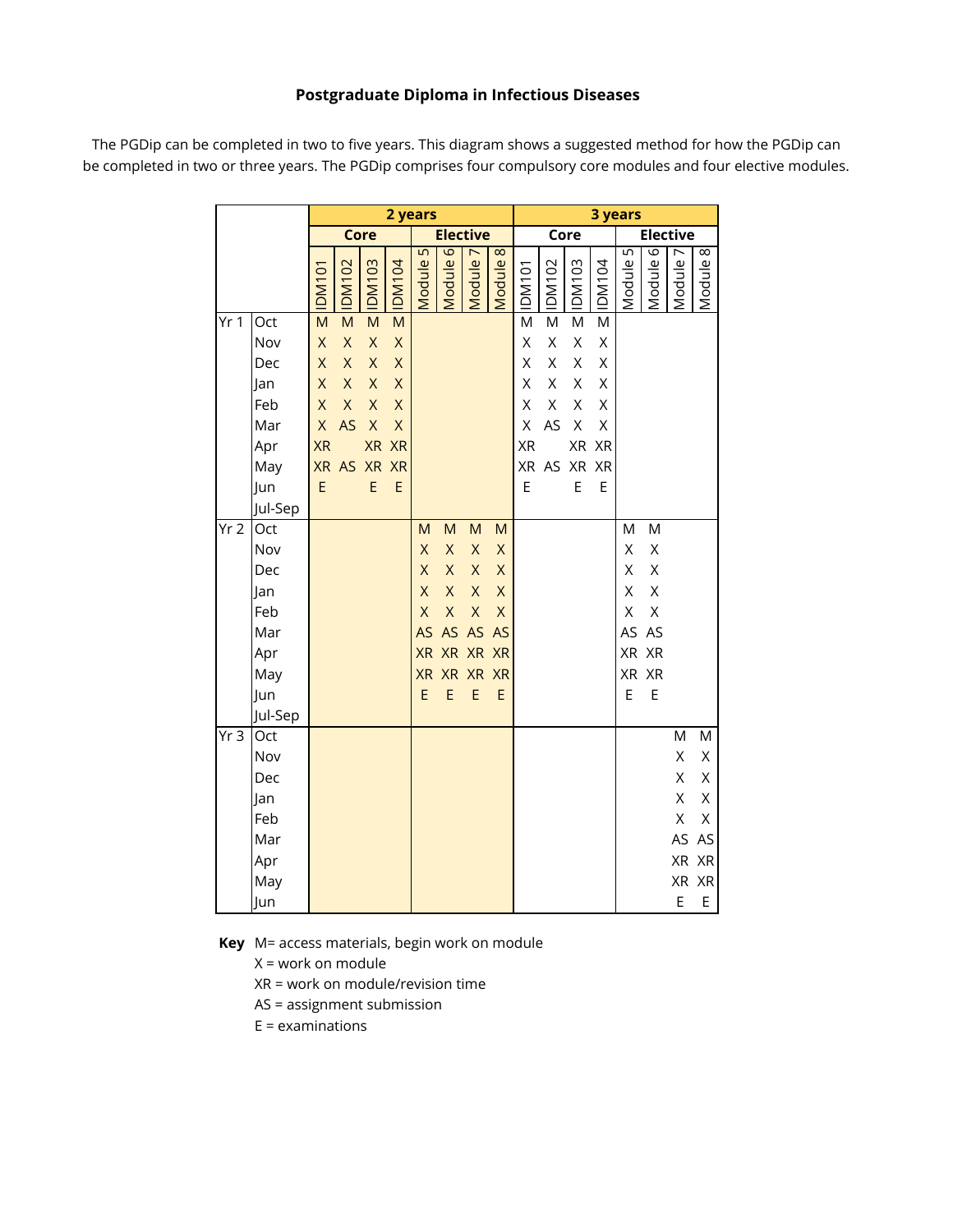### Postgraduate Diploma in Infectious Diseases

The PGDip can be completed in two to five years. This diagram shows a suggested method for how the PGDip can be completed in two or three years. The PGDip comprises four compulsory core modules and four elective modules.

| | | **2 years** | | | | | | | | **3 years** | | | | | | | |
|---|---|---|---|---|---|---|---|---|---|---|---|---|---|---|---|---|---|
| | | **Core** | | | | **Elective** | | | | **Core** | | | | **Elective** | | | |
| | | IDM101 | IDM102 | IDM103 | IDM104 | Module 5 | Module 6 | Module 7 | Module 8 | IDM101 | IDM102 | IDM103 | IDM104 | Module 5 | Module 6 | Module 7 | Module 8 |
| Yr 1 | Oct | M | M | M | M | | | | | M | M | M | M | | | | |
| | Nov | X | X | X | X | | | | | X | X | X | X | | | | |
| | Dec | X | X | X | X | | | | | X | X | X | X | | | | |
| | Jan | X | X | X | X | | | | | X | X | X | X | | | | |
| | Feb | X | X | X | X | | | | | X | X | X | X | | | | |
| | Mar | X | AS | X | X | | | | | X | AS | X | X | | | | |
| | Apr | XR | | XR | XR | | | | | XR | | XR | XR | | | | |
| | May | XR | AS | XR | XR | | | | | XR | AS | XR | XR | | | | |
| | Jun | E | | E | E | | | | | E | | E | E | | | | |
| | Jul-Sep | | | | | | | | | | | | | | | | |
| Yr 2 | Oct | | | | | M | M | M | M | | | | | M | M | | |
| | Nov | | | | | X | X | X | X | | | | | X | X | | |
| | Dec | | | | | X | X | X | X | | | | | X | X | | |
| | Jan | | | | | X | X | X | X | | | | | X | X | | |
| | Feb | | | | | X | X | X | X | | | | | X | X | | |
| | Mar | | | | | AS | AS | AS | AS | | | | | AS | AS | | |
| | Apr | | | | | XR | XR | XR | XR | | | | | XR | XR | | |
| | May | | | | | XR | XR | XR | XR | | | | | XR | XR | | |
| | Jun | | | | | E | E | E | E | | | | | E | E | | |
| | Jul-Sep | | | | | | | | | | | | | | | | |
| Yr 3 | Oct | | | | | | | | | | | | | | | M | M |
| | Nov | | | | | | | | | | | | | | | X | X |
| | Dec | | | | | | | | | | | | | | | X | X |
| | Jan | | | | | | | | | | | | | | | X | X |
| | Feb | | | | | | | | | | | | | | | X | X |
| | Mar | | | | | | | | | | | | | | | AS | AS |
| | Apr | | | | | | | | | | | | | | | XR | XR |
| | May | | | | | | | | | | | | | | | XR | XR |
| | Jun | | | | | | | | | | | | | | | E | E |

**Key**
M= access materials, begin work on module
X = work on module
XR = work on module/revision time
AS = assignment submission
E = examinations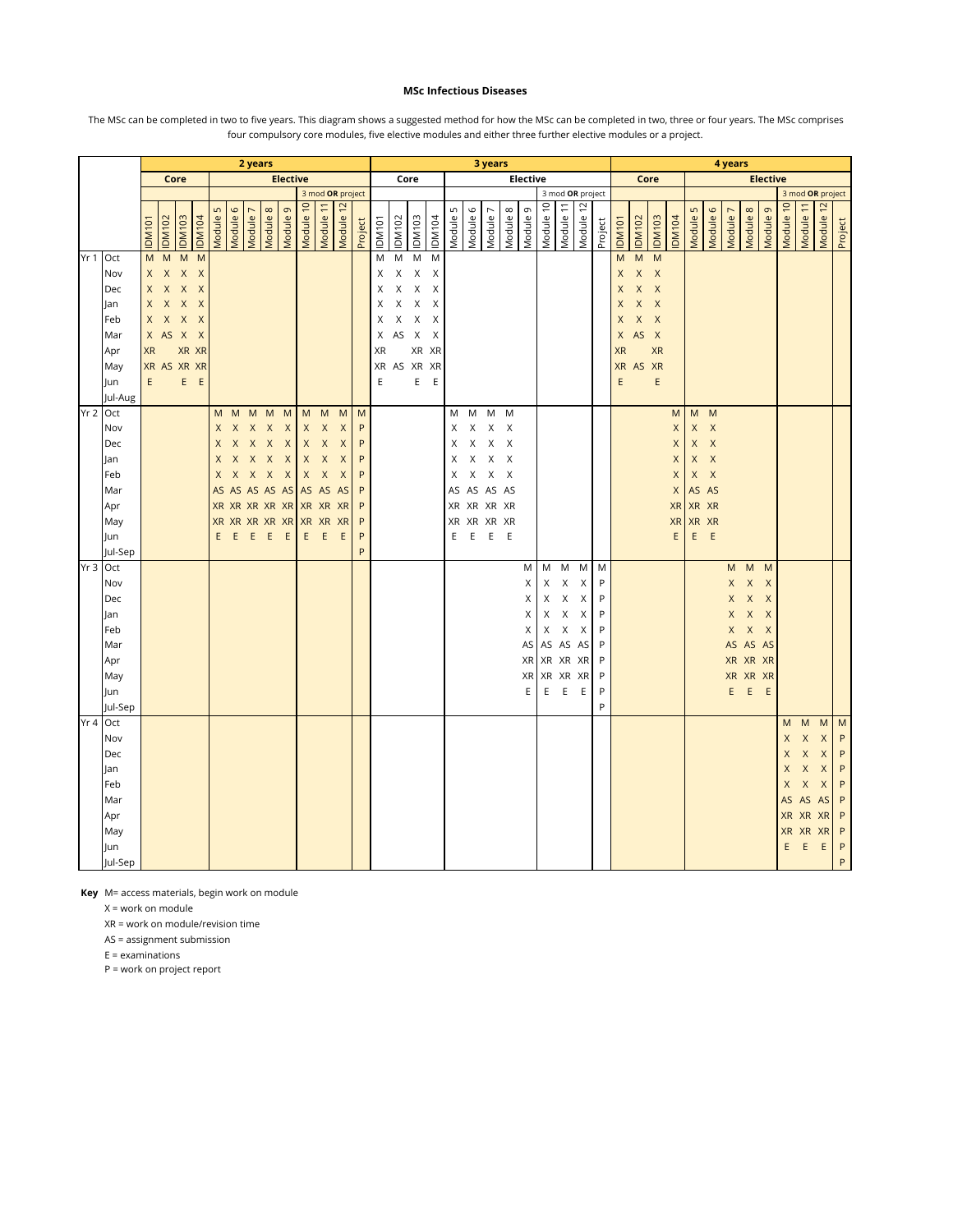**MSc Infectious Diseases**

The MSc can be completed in two to five years. This diagram shows a suggested method for how the MSc can be completed in two, three or four years. The MSc comprises four compulsory core modules, five elective modules and either three further elective modules or a project.

| | | 2 years | | | | | | | | | | | | | 3 years | | | | | | | | | | | | | 4 years | | | | | | | | | | | | |
|---|---|---|---|---|---|---|---|---|---|---|---|---|---|---|---|---|---|---|---|---|---|---|---|---|---|---|---|---|---|---|---|---|---|---|---|---|---|---|---|---|
| | | Core | | | | Elective | | | | | | | | | Core | | | | Elective | | | | | | | | | Core | | | | Elective | | | | | | | | |
| | | | | | | | | | | | 3 mod **OR** project | | | | | | | | | | | | | 3 mod **OR** project | | | | | | | | | | | | | 3 mod **OR** project | | | |
| | | IDM101 | IDM102 | IDM103 | IDM104 | Module 5 | Module 6 | Module 7 | Module 8 | Module 9 | Module 10 | Module 11 | Module 12 | Project | IDM101 | IDM102 | IDM103 | IDM104 | Module 5 | Module 6 | Module 7 | Module 8 | Module 9 | Module 10 | Module 11 | Module 12 | Project | IDM101 | IDM102 | IDM103 | IDM104 | Module 5 | Module 6 | Module 7 | Module 8 | Module 9 | Module 10 | Module 11 | Module 12 | Project |
| Yr 1 | Oct | M | M | M | M | | | | | | | | | | M | M | M | M | | | | | | | | | | M | M | M | | | | | | | | | | |
| | Nov | X | X | X | X | | | | | | | | | | X | X | X | X | | | | | | | | | | X | X | X | | | | | | | | | | |
| | Dec | X | X | X | X | | | | | | | | | | X | X | X | X | | | | | | | | | | X | X | X | | | | | | | | | | |
| | Jan | X | X | X | X | | | | | | | | | | X | X | X | X | | | | | | | | | | X | X | X | | | | | | | | | | |
| | Feb | X | X | X | X | | | | | | | | | | X | X | X | X | | | | | | | | | | X | X | X | | | | | | | | | | |
| | Mar | X | AS | X | X | | | | | | | | | | X | AS | X | X | | | | | | | | | | X | AS | X | | | | | | | | | | |
| | Apr | XR | | XR | XR | | | | | | | | | | XR | | XR | XR | | | | | | | | | | XR | | XR | | | | | | | | | | |
| | May | XR | AS | XR | XR | | | | | | | | | | XR | AS | XR | XR | | | | | | | | | | XR | AS | XR | | | | | | | | | | |
| | Jun | E | | E | E | | | | | | | | | | E | | E | E | | | | | | | | | | E | | E | | | | | | | | | | |
| | Jul-Aug | | | | | | | | | | | | | | | | | | | | | | | | | | | | | | | | | | | | | | | |
| Yr 2 | Oct | | | | | M | M | M | M | M | M | M | M | M | | | | | M | M | M | M | | | | | | | | | M | M | M | | | | | | | |
| | Nov | | | | | X | X | X | X | X | X | X | X | P | | | | | X | X | X | X | | | | | | | | | X | X | X | | | | | | | |
| | Dec | | | | | X | X | X | X | X | X | X | X | P | | | | | X | X | X | X | | | | | | | | | X | X | X | | | | | | | |
| | Jan | | | | | X | X | X | X | X | X | X | X | P | | | | | X | X | X | X | | | | | | | | | X | X | X | | | | | | | |
| | Feb | | | | | X | X | X | X | X | X | X | X | P | | | | | X | X | X | X | | | | | | | | | X | X | X | | | | | | | |
| | Mar | | | | | AS | AS | AS | AS | AS | AS | AS | AS | P | | | | | AS | AS | AS | AS | | | | | | | | | X | AS | AS | | | | | | | |
| | Apr | | | | | XR | XR | XR | XR | XR | XR | XR | XR | P | | | | | XR | XR | XR | XR | | | | | | | | | XR | XR | XR | | | | | | | |
| | May | | | | | XR | XR | XR | XR | XR | XR | XR | XR | P | | | | | XR | XR | XR | XR | | | | | | | | | XR | XR | XR | | | | | | | |
| | Jun | | | | | E | E | E | E | E | E | E | E | P | | | | | E | E | E | E | | | | | | | | | E | E | E | | | | | | | |
| | Jul-Sep | | | | | | | | | | | | | P | | | | | | | | | | | | | | | | | | | | | | | | | | |
| Yr 3 | Oct | | | | | | | | | | | | | | | | | | | | | | M | M | M | M | M | | | | | | | M | M | M | | | | |
| | Nov | | | | | | | | | | | | | | | | | | | | | | X | X | X | X | P | | | | | | | X | X | X | | | | |
| | Dec | | | | | | | | | | | | | | | | | | | | | | X | X | X | X | P | | | | | | | X | X | X | | | | |
| | Jan | | | | | | | | | | | | | | | | | | | | | | X | X | X | X | P | | | | | | | X | X | X | | | | |
| | Feb | | | | | | | | | | | | | | | | | | | | | | X | X | X | X | P | | | | | | | X | X | X | | | | |
| | Mar | | | | | | | | | | | | | | | | | | | | | | AS | AS | AS | AS | P | | | | | | | AS | AS | AS | | | | |
| | Apr | | | | | | | | | | | | | | | | | | | | | | XR | XR | XR | XR | P | | | | | | | XR | XR | XR | | | | |
| | May | | | | | | | | | | | | | | | | | | | | | | XR | XR | XR | XR | P | | | | | | | XR | XR | XR | | | | |
| | Jun | | | | | | | | | | | | | | | | | | | | | | E | E | E | E | P | | | | | | | E | E | E | | | | |
| | Jul-Sep | | | | | | | | | | | | | | | | | | | | | | | | | | P | | | | | | | | | | | | | |
| Yr 4 | Oct | | | | | | | | | | | | | | | | | | | | | | | | | | | | | | | | | | | | M | M | M | M |
| | Nov | | | | | | | | | | | | | | | | | | | | | | | | | | | | | | | | | | | | X | X | X | P |
| | Dec | | | | | | | | | | | | | | | | | | | | | | | | | | | | | | | | | | | | X | X | X | P |
| | Jan | | | | | | | | | | | | | | | | | | | | | | | | | | | | | | | | | | | | X | X | X | P |
| | Feb | | | | | | | | | | | | | | | | | | | | | | | | | | | | | | | | | | | | X | X | X | P |
| | Mar | | | | | | | | | | | | | | | | | | | | | | | | | | | | | | | | | | | | AS | AS | AS | P |
| | Apr | | | | | | | | | | | | | | | | | | | | | | | | | | | | | | | | | | | | XR | XR | XR | P |
| | May | | | | | | | | | | | | | | | | | | | | | | | | | | | | | | | | | | | | XR | XR | XR | P |
| | Jun | | | | | | | | | | | | | | | | | | | | | | | | | | | | | | | | | | | | E | E | E | P |
| | Jul-Sep | | | | | | | | | | | | | | | | | | | | | | | | | | | | | | | | | | | | | | | P |

**Key** M= access materials, begin work on module

X = work on module

XR = work on module/revision time

AS = assignment submission

E = examinations

P = work on project report